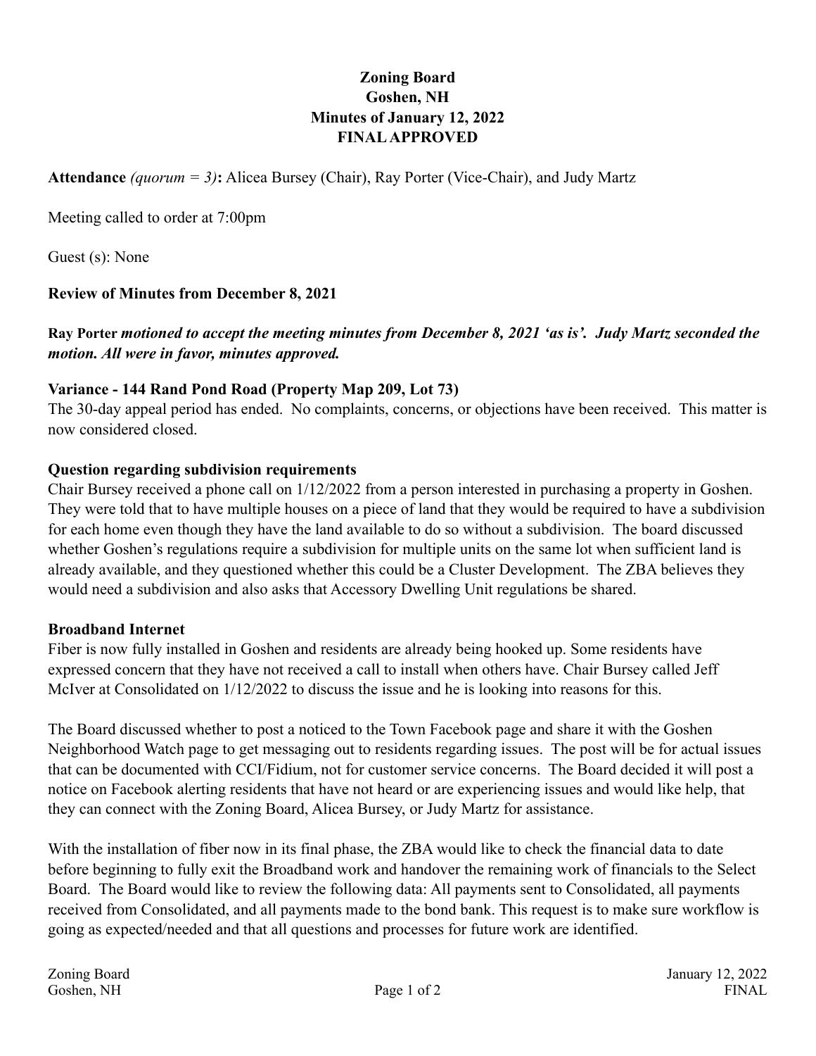# Zoning Board
# Goshen, NH
# Minutes of January 12, 2022
# FINAL APPROVED

**Attendance** *(quorum = 3)***:** Alicea Bursey (Chair), Ray Porter (Vice-Chair), and Judy Martz

Meeting called to order at 7:00pm

Guest (s): None

**Review of Minutes from December 8, 2021**

**Ray Porter** ***motioned to accept the meeting minutes from December 8, 2021 'as is'. Judy Martz seconded the motion. All were in favor, minutes approved.***

**Variance - 144 Rand Pond Road (Property Map 209, Lot 73)**

The 30-day appeal period has ended. No complaints, concerns, or objections have been received. This matter is now considered closed.

**Question regarding subdivision requirements**

Chair Bursey received a phone call on 1/12/2022 from a person interested in purchasing a property in Goshen. They were told that to have multiple houses on a piece of land that they would be required to have a subdivision for each home even though they have the land available to do so without a subdivision. The board discussed whether Goshen's regulations require a subdivision for multiple units on the same lot when sufficient land is already available, and they questioned whether this could be a Cluster Development. The ZBA believes they would need a subdivision and also asks that Accessory Dwelling Unit regulations be shared.

**Broadband Internet**

Fiber is now fully installed in Goshen and residents are already being hooked up. Some residents have expressed concern that they have not received a call to install when others have. Chair Bursey called Jeff McIver at Consolidated on 1/12/2022 to discuss the issue and he is looking into reasons for this.

The Board discussed whether to post a noticed to the Town Facebook page and share it with the Goshen Neighborhood Watch page to get messaging out to residents regarding issues. The post will be for actual issues that can be documented with CCI/Fidium, not for customer service concerns. The Board decided it will post a notice on Facebook alerting residents that have not heard or are experiencing issues and would like help, that they can connect with the Zoning Board, Alicea Bursey, or Judy Martz for assistance.

With the installation of fiber now in its final phase, the ZBA would like to check the financial data to date before beginning to fully exit the Broadband work and handover the remaining work of financials to the Select Board. The Board would like to review the following data: All payments sent to Consolidated, all payments received from Consolidated, and all payments made to the bond bank. This request is to make sure workflow is going as expected/needed and that all questions and processes for future work are identified.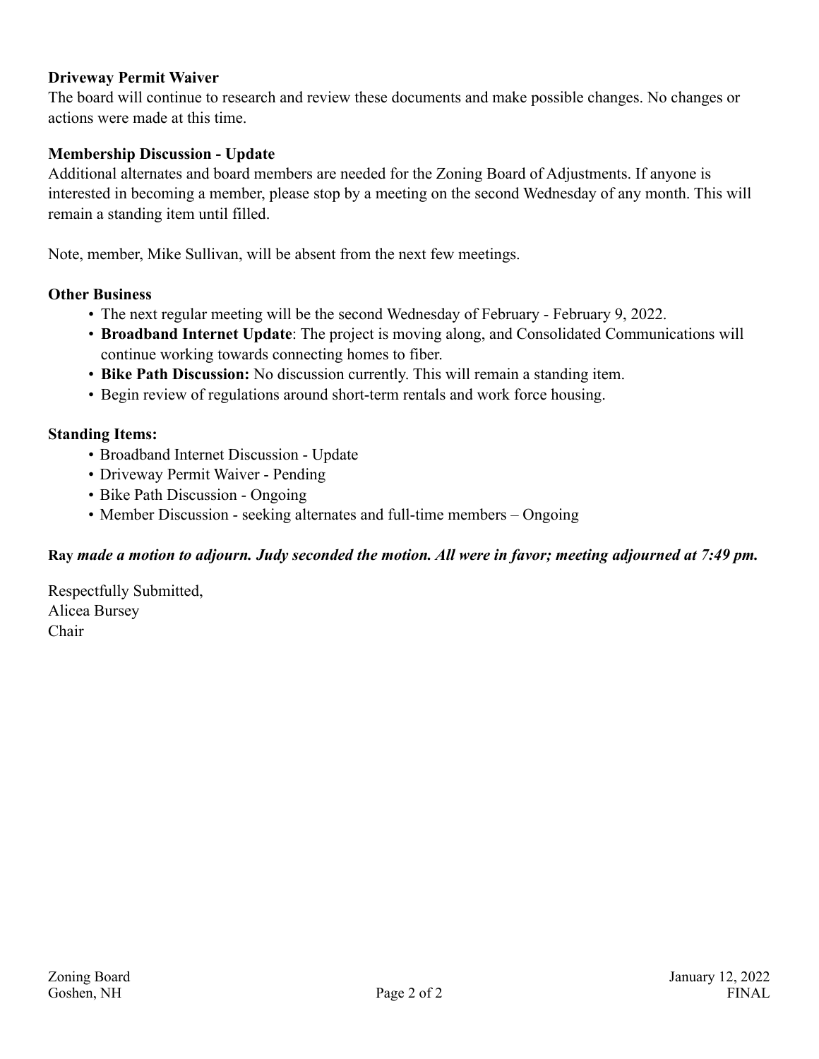**Driveway Permit Waiver**
The board will continue to research and review these documents and make possible changes. No changes or actions were made at this time.

**Membership Discussion - Update**
Additional alternates and board members are needed for the Zoning Board of Adjustments. If anyone is interested in becoming a member, please stop by a meeting on the second Wednesday of any month. This will remain a standing item until filled.

Note, member, Mike Sullivan, will be absent from the next few meetings.

**Other Business**

- The next regular meeting will be the second Wednesday of February - February 9, 2022.
- **Broadband Internet Update**: The project is moving along, and Consolidated Communications will continue working towards connecting homes to fiber.
- **Bike Path Discussion:** No discussion currently. This will remain a standing item.
- Begin review of regulations around short-term rentals and work force housing.

**Standing Items:**

- Broadband Internet Discussion - Update
- Driveway Permit Waiver - Pending
- Bike Path Discussion - Ongoing
- Member Discussion - seeking alternates and full-time members – Ongoing

**Ray** ***made a motion to adjourn. Judy seconded the motion. All were in favor; meeting adjourned at 7:49 pm.***

Respectfully Submitted,
Alicea Bursey
Chair